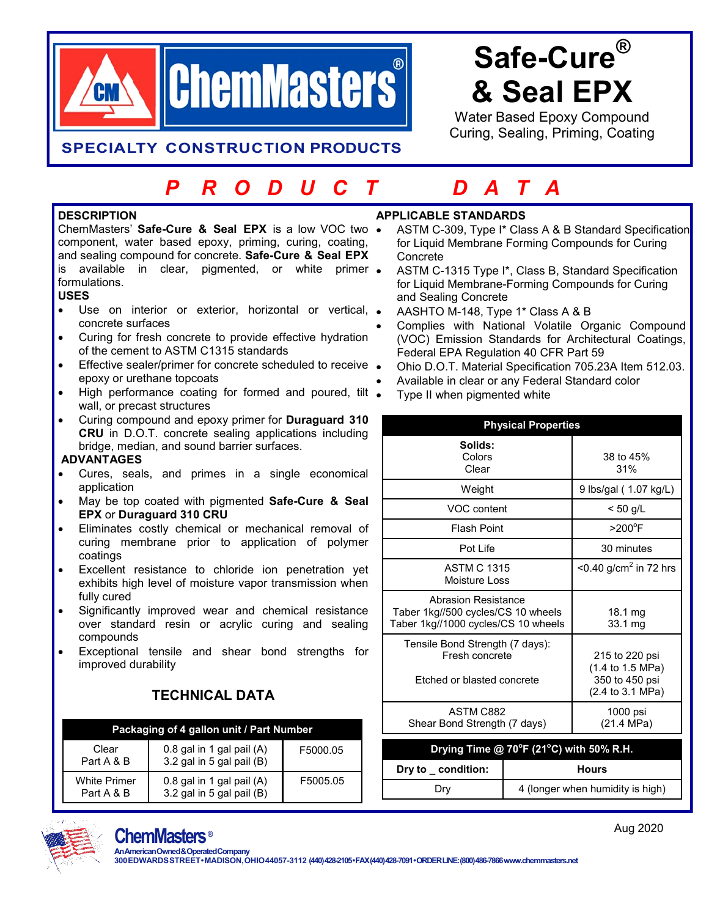# Safe-Cure® & Seal EPX

Water Based Epoxy Compound
Curing, Sealing, Priming, Coating

ChemMasters®

SPECIALTY CONSTRUCTION PRODUCTS

## PRODUCT DATA

### DESCRIPTION

ChemMasters' **Safe-Cure & Seal EPX** is a low VOC two component, water based epoxy, priming, curing, coating, and sealing compound for concrete. **Safe-Cure & Seal EPX** is available in clear, pigmented, or white primer formulations.

### USES

- Use on interior or exterior, horizontal or vertical, concrete surfaces
- Curing for fresh concrete to provide effective hydration of the cement to ASTM C1315 standards
- Effective sealer/primer for concrete scheduled to receive epoxy or urethane topcoats
- High performance coating for formed and poured, tilt wall, or precast structures
- Curing compound and epoxy primer for **Duraguard 310 CRU** in D.O.T. concrete sealing applications including bridge, median, and sound barrier surfaces.

### ADVANTAGES

- Cures, seals, and primes in a single economical application
- May be top coated with pigmented **Safe-Cure & Seal EPX** or **Duraguard 310 CRU**
- Eliminates costly chemical or mechanical removal of curing membrane prior to application of polymer coatings
- Excellent resistance to chloride ion penetration yet exhibits high level of moisture vapor transmission when fully cured
- Significantly improved wear and chemical resistance over standard resin or acrylic curing and sealing compounds
- Exceptional tensile and shear bond strengths for improved durability

### APPLICABLE STANDARDS

- ASTM C-309, Type I* Class A & B Standard Specification for Liquid Membrane Forming Compounds for Curing Concrete
- ASTM C-1315 Type I*, Class B, Standard Specification for Liquid Membrane-Forming Compounds for Curing and Sealing Concrete
- AASHTO M-148, Type 1* Class A & B
- Complies with National Volatile Organic Compound (VOC) Emission Standards for Architectural Coatings, Federal EPA Regulation 40 CFR Part 59
- Ohio D.O.T. Material Specification 705.23A Item 512.03.
- Available in clear or any Federal Standard color
- Type II when pigmented white

## TECHNICAL DATA

| Packaging of 4 gallon unit / Part Number | | |
|---|---|---|
| Clear Part A & B | 0.8 gal in 1 gal pail (A) 3.2 gal in 5 gal pail (B) | F5000.05 |
| White Primer Part A & B | 0.8 gal in 1 gal pail (A) 3.2 gal in 5 gal pail (B) | F5005.05 |

| Physical Properties | |
|---|---|
| **Solids:** Colors / Clear | 38 to 45% / 31% |
| Weight | 9 lbs/gal ( 1.07 kg/L) |
| VOC content | < 50 g/L |
| Flash Point | >200°F |
| Pot Life | 30 minutes |
| ASTM C 1315 Moisture Loss | <0.40 g/cm² in 72 hrs |
| Abrasion Resistance<br>Taber 1kg//500 cycles/CS 10 wheels<br>Taber 1kg//1000 cycles/CS 10 wheels | <br>18.1 mg<br>33.1 mg |
| Tensile Bond Strength (7 days):<br>Fresh concrete<br><br>Etched or blasted concrete | <br>215 to 220 psi (1.4 to 1.5 MPa)<br><br>350 to 450 psi (2.4 to 3.1 MPa) |
| ASTM C882 Shear Bond Strength (7 days) | 1000 psi (21.4 MPa) |

| Drying Time @ 70°F (21°C) with 50% R.H. | |
|---|---|
| **Dry to _ condition:** | **Hours** |
| Dry | 4 (longer when humidity is high) |

Aug 2020

ChemMasters® An American Owned & Operated Company
300 EDWARDS STREET • MADISON, OHIO 44057-3112 (440) 428-2105 • FAX (440) 428-7091 • ORDER LINE: (800) 486-7866 www.chemmasters.net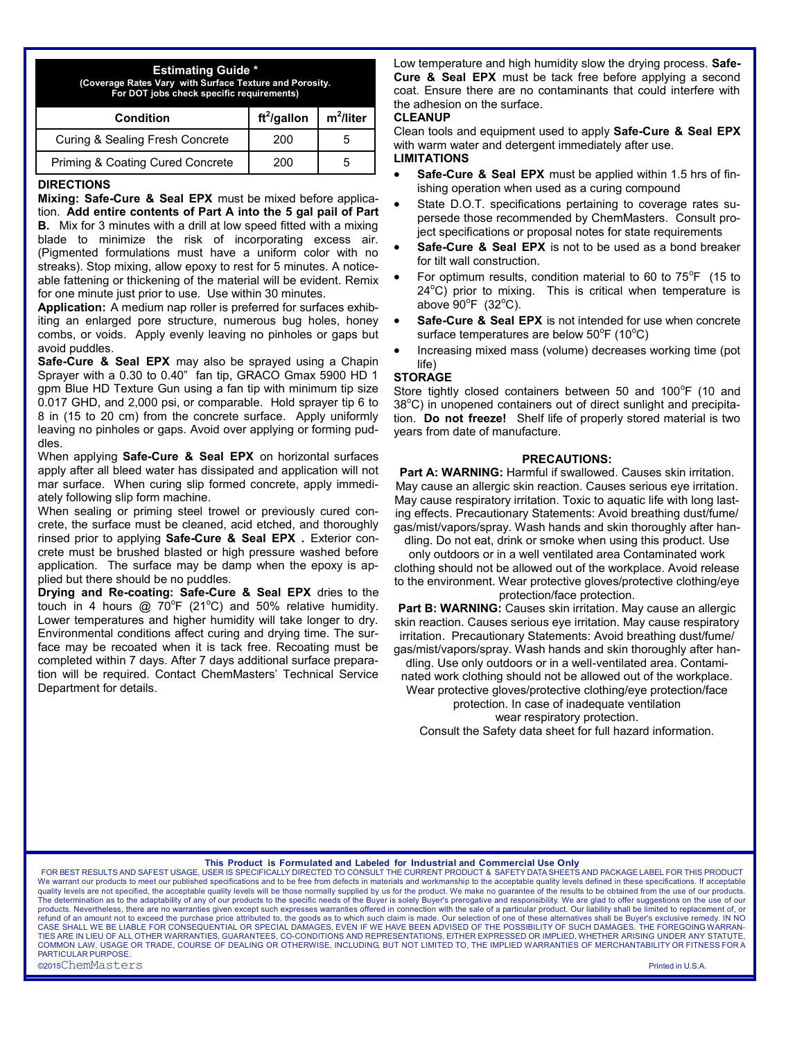| Estimating Guide * (Coverage Rates Vary with Surface Texture and Porosity. For DOT jobs check specific requirements) | | |
|---|---|---|
| Condition | $ft^2$/gallon | $m^2$/liter |
| Curing & Sealing Fresh Concrete | 200 | 5 |
| Priming & Coating Cured Concrete | 200 | 5 |

## DIRECTIONS

**Mixing: Safe-Cure & Seal EPX** must be mixed before application. **Add entire contents of Part A into the 5 gal pail of Part B.** Mix for 3 minutes with a drill at low speed fitted with a mixing blade to minimize the risk of incorporating excess air. (Pigmented formulations must have a uniform color with no streaks). Stop mixing, allow epoxy to rest for 5 minutes. A noticeable fattening or thickening of the material will be evident. Remix for one minute just prior to use. Use within 30 minutes.

**Application:** A medium nap roller is preferred for surfaces exhibiting an enlarged pore structure, numerous bug holes, honey combs, or voids. Apply evenly leaving no pinholes or gaps but avoid puddles.

**Safe-Cure & Seal EPX** may also be sprayed using a Chapin Sprayer with a 0.30 to 0.40" fan tip, GRACO Gmax 5900 HD 1 gpm Blue HD Texture Gun using a fan tip with minimum tip size 0.017 GHD, and 2,000 psi, or comparable. Hold sprayer tip 6 to 8 in (15 to 20 cm) from the concrete surface. Apply uniformly leaving no pinholes or gaps. Avoid over applying or forming puddles.

When applying **Safe-Cure & Seal EPX** on horizontal surfaces apply after all bleed water has dissipated and application will not mar surface. When curing slip formed concrete, apply immediately following slip form machine.

When sealing or priming steel trowel or previously cured concrete, the surface must be cleaned, acid etched, and thoroughly rinsed prior to applying **Safe-Cure & Seal EPX .** Exterior concrete must be brushed blasted or high pressure washed before application. The surface may be damp when the epoxy is applied but there should be no puddles.

**Drying and Re-coating: Safe-Cure & Seal EPX** dries to the touch in 4 hours @ 70°F (21°C) and 50% relative humidity. Lower temperatures and higher humidity will take longer to dry. Environmental conditions affect curing and drying time. The surface may be recoated when it is tack free. Recoating must be completed within 7 days. After 7 days additional surface preparation will be required. Contact ChemMasters' Technical Service Department for details.

Low temperature and high humidity slow the drying process. **Safe-Cure & Seal EPX** must be tack free before applying a second coat. Ensure there are no contaminants that could interfere with the adhesion on the surface.

## CLEANUP

Clean tools and equipment used to apply **Safe-Cure & Seal EPX** with warm water and detergent immediately after use.

## LIMITATIONS

- **Safe-Cure & Seal EPX** must be applied within 1.5 hrs of finishing operation when used as a curing compound
- State D.O.T. specifications pertaining to coverage rates supersede those recommended by ChemMasters. Consult project specifications or proposal notes for state requirements
- **Safe-Cure & Seal EPX** is not to be used as a bond breaker for tilt wall construction.
- For optimum results, condition material to 60 to 75°F (15 to 24°C) prior to mixing. This is critical when temperature is above 90°F (32°C).
- **Safe-Cure & Seal EPX** is not intended for use when concrete surface temperatures are below 50°F (10°C)
- Increasing mixed mass (volume) decreases working time (pot life)

## STORAGE

Store tightly closed containers between 50 and 100°F (10 and 38°C) in unopened containers out of direct sunlight and precipitation. **Do not freeze!** Shelf life of properly stored material is two years from date of manufacture.

## PRECAUTIONS:

**Part A: WARNING:** Harmful if swallowed. Causes skin irritation. May cause an allergic skin reaction. Causes serious eye irritation. May cause respiratory irritation. Toxic to aquatic life with long lasting effects. Precautionary Statements: Avoid breathing dust/fume/gas/mist/vapors/spray. Wash hands and skin thoroughly after handling. Do not eat, drink or smoke when using this product. Use only outdoors or in a well ventilated area Contaminated work clothing should not be allowed out of the workplace. Avoid release to the environment. Wear protective gloves/protective clothing/eye protection/face protection.

**Part B: WARNING:** Causes skin irritation. May cause an allergic skin reaction. Causes serious eye irritation. May cause respiratory irritation. Precautionary Statements: Avoid breathing dust/fume/gas/mist/vapors/spray. Wash hands and skin thoroughly after handling. Use only outdoors or in a well-ventilated area. Contaminated work clothing should not be allowed out of the workplace. Wear protective gloves/protective clothing/eye protection/face protection. In case of inadequate ventilation wear respiratory protection.

Consult the Safety data sheet for full hazard information.

**This Product is Formulated and Labeled for Industrial and Commercial Use Only**

FOR BEST RESULTS AND SAFEST USAGE, USER IS SPECIFICALLY DIRECTED TO CONSULT THE CURRENT PRODUCT & SAFETY DATA SHEETS AND PACKAGE LABEL FOR THIS PRODUCT

We warrant our products to meet our published specifications and to be free from defects in materials and workmanship to the acceptable quality levels defined in these specifications. If acceptable quality levels are not specified, the acceptable quality levels will be those normally supplied by us for the product. We make no guarantee of the results to be obtained from the use of our products. The determination as to the adaptability of any of our products to the specific needs of the Buyer is solely Buyer's prerogative and responsibility. We are glad to offer suggestions on the use of our products. Nevertheless, there are no warranties given except such expresses warranties offered in connection with the sale of a particular product. Our liability shall be limited to replacement of, or refund of an amount not to exceed the purchase price attributed to, the goods as to which such claim is made. Our selection of one of these alternatives shall be Buyer's exclusive remedy. IN NO CASE SHALL WE BE LIABLE FOR CONSEQUENTIAL OR SPECIAL DAMAGES, EVEN IF WE HAVE BEEN ADVISED OF THE POSSIBILITY OF SUCH DAMAGES. THE FOREGOING WARRANTIES ARE IN LIEU OF ALL OTHER WARRANTIES, GUARANTEES, CO-CONDITIONS AND REPRESENTATIONS, EITHER EXPRESSED OR IMPLIED, WHETHER ARISING UNDER ANY STATUTE, COMMON LAW, USAGE OR TRADE, COURSE OF DEALING OR OTHERWISE, INCLUDING, BUT NOT LIMITED TO, THE IMPLIED WARRANTIES OF MERCHANTABILITY OR FITNESS FOR A PARTICULAR PURPOSE.

©2015ChemMasters

Printed in U.S.A.